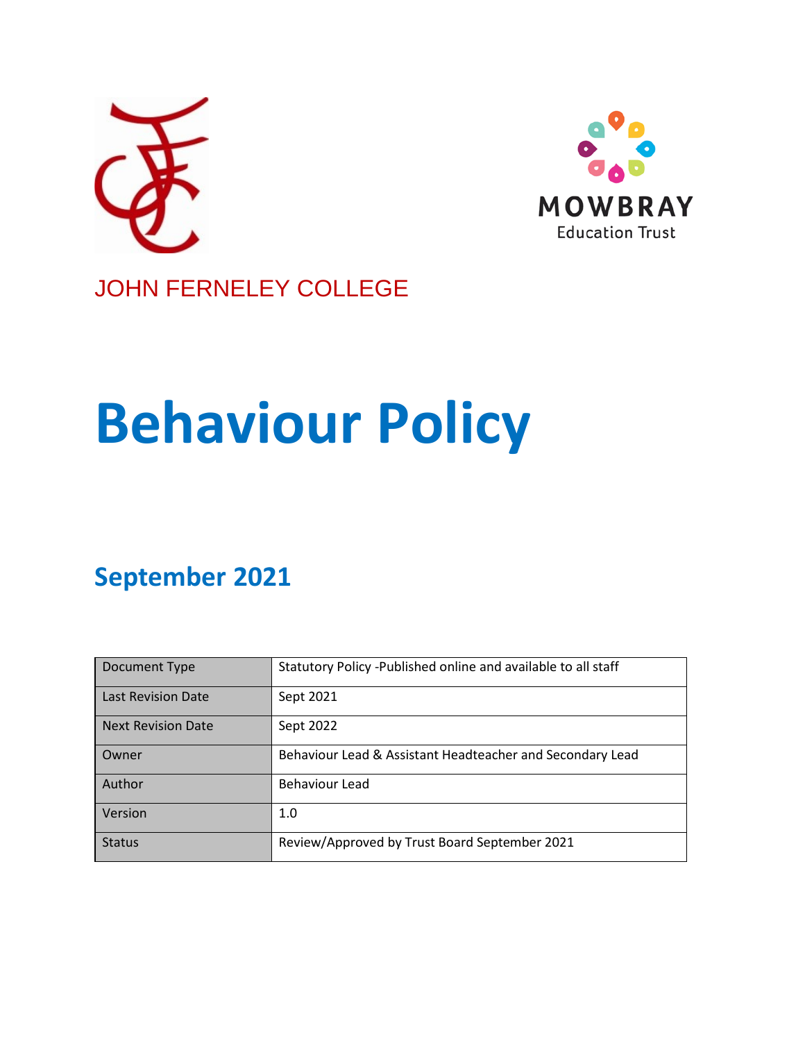MOWBRAY
Education Trust

JOHN FERNELEY COLLEGE

# Behaviour Policy

## September 2021

| Document Type | Statutory Policy -Published online and available to all staff |
|---|---|
| Last Revision Date | Sept 2021 |
| Next Revision Date | Sept 2022 |
| Owner | Behaviour Lead & Assistant Headteacher and Secondary Lead |
| Author | Behaviour Lead |
| Version | 1.0 |
| Status | Review/Approved by Trust Board September 2021 |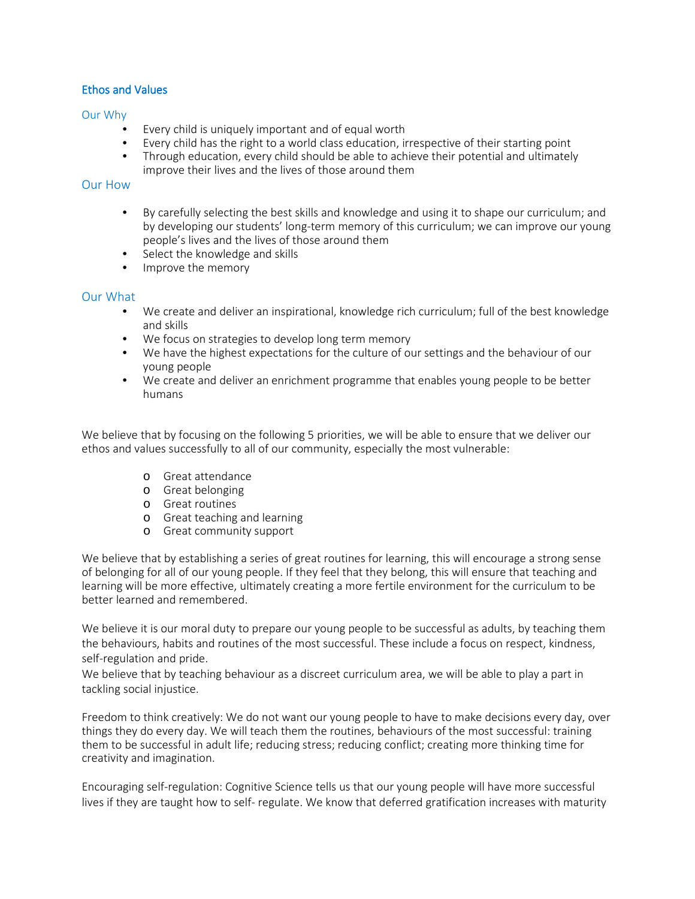## Ethos and Values

### Our Why

- Every child is uniquely important and of equal worth
- Every child has the right to a world class education, irrespective of their starting point
- Through education, every child should be able to achieve their potential and ultimately improve their lives and the lives of those around them

### Our How

- By carefully selecting the best skills and knowledge and using it to shape our curriculum; and by developing our students' long-term memory of this curriculum; we can improve our young people's lives and the lives of those around them
- Select the knowledge and skills
- Improve the memory

### Our What

- We create and deliver an inspirational, knowledge rich curriculum; full of the best knowledge and skills
- We focus on strategies to develop long term memory
- We have the highest expectations for the culture of our settings and the behaviour of our young people
- We create and deliver an enrichment programme that enables young people to be better humans

We believe that by focusing on the following 5 priorities, we will be able to ensure that we deliver our ethos and values successfully to all of our community, especially the most vulnerable:

- Great attendance
- Great belonging
- Great routines
- Great teaching and learning
- Great community support

We believe that by establishing a series of great routines for learning, this will encourage a strong sense of belonging for all of our young people. If they feel that they belong, this will ensure that teaching and learning will be more effective, ultimately creating a more fertile environment for the curriculum to be better learned and remembered.

We believe it is our moral duty to prepare our young people to be successful as adults, by teaching them the behaviours, habits and routines of the most successful. These include a focus on respect, kindness, self-regulation and pride.
We believe that by teaching behaviour as a discreet curriculum area, we will be able to play a part in tackling social injustice.

Freedom to think creatively: We do not want our young people to have to make decisions every day, over things they do every day. We will teach them the routines, behaviours of the most successful: training them to be successful in adult life; reducing stress; reducing conflict; creating more thinking time for creativity and imagination.

Encouraging self-regulation: Cognitive Science tells us that our young people will have more successful lives if they are taught how to self- regulate. We know that deferred gratification increases with maturity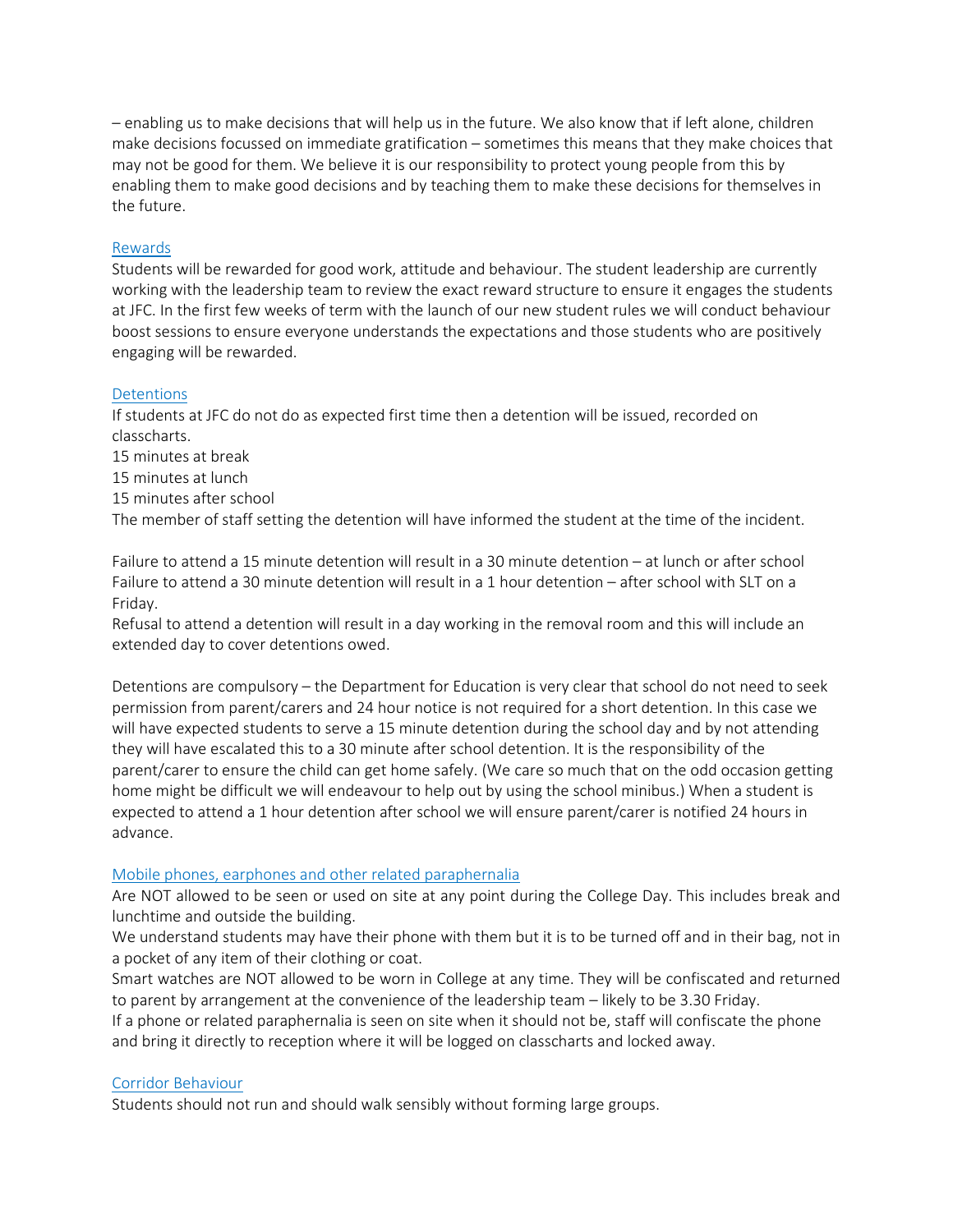– enabling us to make decisions that will help us in the future. We also know that if left alone, children make decisions focussed on immediate gratification – sometimes this means that they make choices that may not be good for them. We believe it is our responsibility to protect young people from this by enabling them to make good decisions and by teaching them to make these decisions for themselves in the future.

## Rewards

Students will be rewarded for good work, attitude and behaviour. The student leadership are currently working with the leadership team to review the exact reward structure to ensure it engages the students at JFC. In the first few weeks of term with the launch of our new student rules we will conduct behaviour boost sessions to ensure everyone understands the expectations and those students who are positively engaging will be rewarded.

## Detentions

If students at JFC do not do as expected first time then a detention will be issued, recorded on classcharts.

15 minutes at break
15 minutes at lunch
15 minutes after school

The member of staff setting the detention will have informed the student at the time of the incident.

Failure to attend a 15 minute detention will result in a 30 minute detention – at lunch or after school
Failure to attend a 30 minute detention will result in a 1 hour detention – after school with SLT on a Friday.
Refusal to attend a detention will result in a day working in the removal room and this will include an extended day to cover detentions owed.

Detentions are compulsory – the Department for Education is very clear that school do not need to seek permission from parent/carers and 24 hour notice is not required for a short detention. In this case we will have expected students to serve a 15 minute detention during the school day and by not attending they will have escalated this to a 30 minute after school detention. It is the responsibility of the parent/carer to ensure the child can get home safely. (We care so much that on the odd occasion getting home might be difficult we will endeavour to help out by using the school minibus.) When a student is expected to attend a 1 hour detention after school we will ensure parent/carer is notified 24 hours in advance.

## Mobile phones, earphones and other related paraphernalia

Are NOT allowed to be seen or used on site at any point during the College Day. This includes break and lunchtime and outside the building.

We understand students may have their phone with them but it is to be turned off and in their bag, not in a pocket of any item of their clothing or coat.

Smart watches are NOT allowed to be worn in College at any time. They will be confiscated and returned to parent by arrangement at the convenience of the leadership team – likely to be 3.30 Friday.

If a phone or related paraphernalia is seen on site when it should not be, staff will confiscate the phone and bring it directly to reception where it will be logged on classcharts and locked away.

## Corridor Behaviour

Students should not run and should walk sensibly without forming large groups.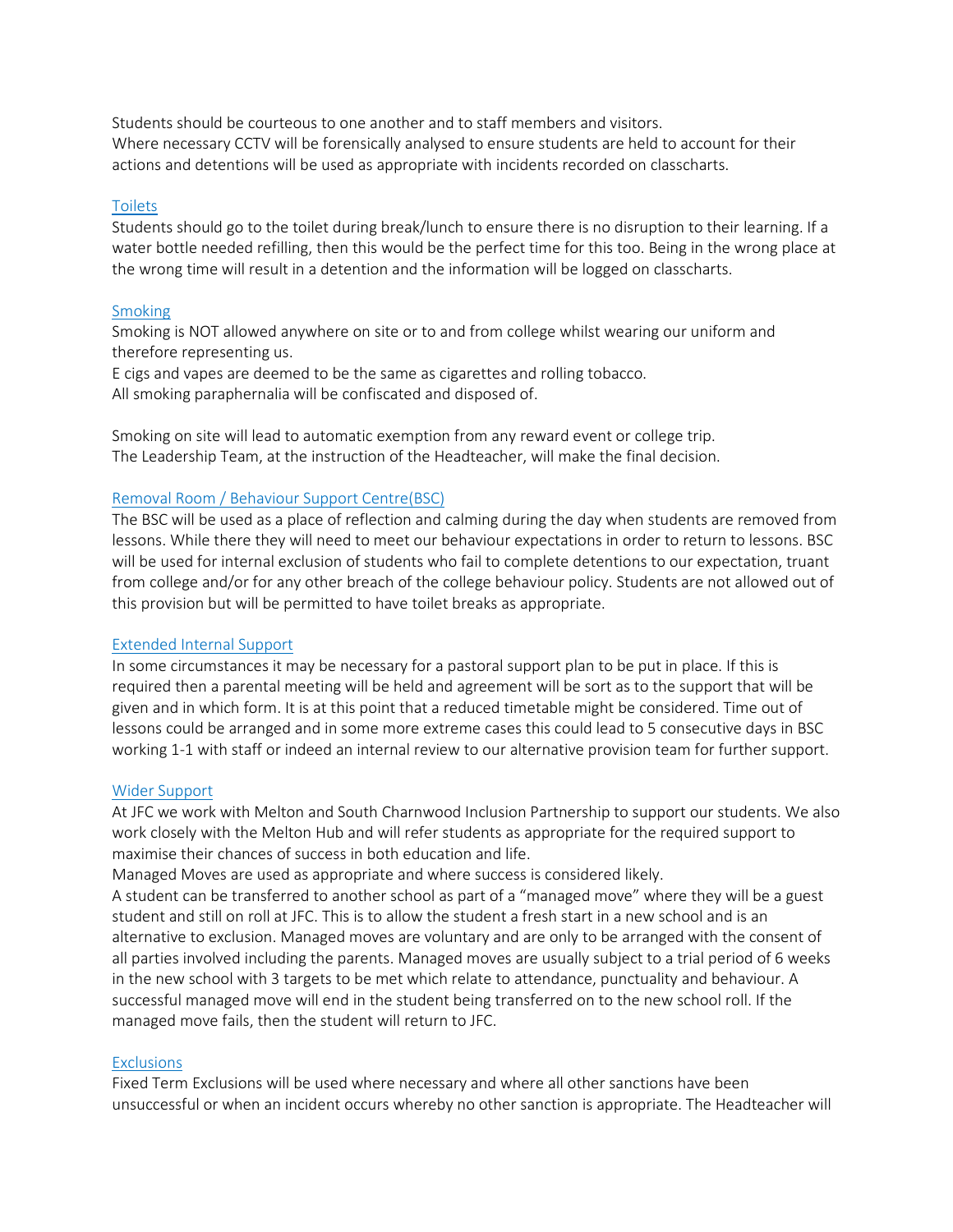Students should be courteous to one another and to staff members and visitors.
Where necessary CCTV will be forensically analysed to ensure students are held to account for their actions and detentions will be used as appropriate with incidents recorded on classcharts.

## Toilets

Students should go to the toilet during break/lunch to ensure there is no disruption to their learning. If a water bottle needed refilling, then this would be the perfect time for this too. Being in the wrong place at the wrong time will result in a detention and the information will be logged on classcharts.

## Smoking

Smoking is NOT allowed anywhere on site or to and from college whilst wearing our uniform and therefore representing us.
E cigs and vapes are deemed to be the same as cigarettes and rolling tobacco.
All smoking paraphernalia will be confiscated and disposed of.

Smoking on site will lead to automatic exemption from any reward event or college trip.
The Leadership Team, at the instruction of the Headteacher, will make the final decision.

## Removal Room / Behaviour Support Centre(BSC)

The BSC will be used as a place of reflection and calming during the day when students are removed from lessons. While there they will need to meet our behaviour expectations in order to return to lessons. BSC will be used for internal exclusion of students who fail to complete detentions to our expectation, truant from college and/or for any other breach of the college behaviour policy. Students are not allowed out of this provision but will be permitted to have toilet breaks as appropriate.

## Extended Internal Support

In some circumstances it may be necessary for a pastoral support plan to be put in place. If this is required then a parental meeting will be held and agreement will be sort as to the support that will be given and in which form. It is at this point that a reduced timetable might be considered. Time out of lessons could be arranged and in some more extreme cases this could lead to 5 consecutive days in BSC working 1-1 with staff or indeed an internal review to our alternative provision team for further support.

## Wider Support

At JFC we work with Melton and South Charnwood Inclusion Partnership to support our students. We also work closely with the Melton Hub and will refer students as appropriate for the required support to maximise their chances of success in both education and life.
Managed Moves are used as appropriate and where success is considered likely.
A student can be transferred to another school as part of a "managed move" where they will be a guest student and still on roll at JFC. This is to allow the student a fresh start in a new school and is an alternative to exclusion. Managed moves are voluntary and are only to be arranged with the consent of all parties involved including the parents. Managed moves are usually subject to a trial period of 6 weeks in the new school with 3 targets to be met which relate to attendance, punctuality and behaviour. A successful managed move will end in the student being transferred on to the new school roll. If the managed move fails, then the student will return to JFC.

## Exclusions

Fixed Term Exclusions will be used where necessary and where all other sanctions have been unsuccessful or when an incident occurs whereby no other sanction is appropriate. The Headteacher will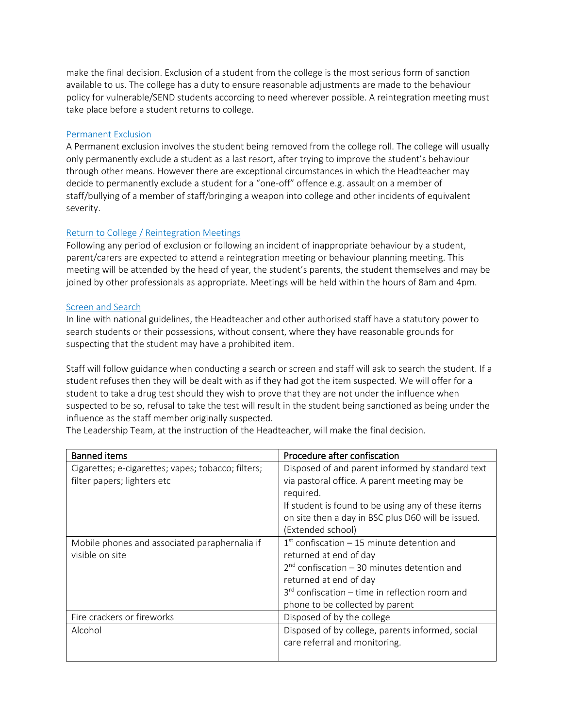make the final decision. Exclusion of a student from the college is the most serious form of sanction available to us. The college has a duty to ensure reasonable adjustments are made to the behaviour policy for vulnerable/SEND students according to need wherever possible. A reintegration meeting must take place before a student returns to college.

## Permanent Exclusion

A Permanent exclusion involves the student being removed from the college roll. The college will usually only permanently exclude a student as a last resort, after trying to improve the student's behaviour through other means. However there are exceptional circumstances in which the Headteacher may decide to permanently exclude a student for a "one-off" offence e.g. assault on a member of staff/bullying of a member of staff/bringing a weapon into college and other incidents of equivalent severity.

## Return to College / Reintegration Meetings

Following any period of exclusion or following an incident of inappropriate behaviour by a student, parent/carers are expected to attend a reintegration meeting or behaviour planning meeting. This meeting will be attended by the head of year, the student's parents, the student themselves and may be joined by other professionals as appropriate. Meetings will be held within the hours of 8am and 4pm.

## Screen and Search

In line with national guidelines, the Headteacher and other authorised staff have a statutory power to search students or their possessions, without consent, where they have reasonable grounds for suspecting that the student may have a prohibited item.

Staff will follow guidance when conducting a search or screen and staff will ask to search the student. If a student refuses then they will be dealt with as if they had got the item suspected. We will offer for a student to take a drug test should they wish to prove that they are not under the influence when suspected to be so, refusal to take the test will result in the student being sanctioned as being under the influence as the staff member originally suspected.
The Leadership Team, at the instruction of the Headteacher, will make the final decision.

| Banned items | Procedure after confiscation |
|---|---|
| Cigarettes; e-cigarettes; vapes; tobacco; filters; filter papers; lighters etc | Disposed of and parent informed by standard text via pastoral office. A parent meeting may be required.<br>If student is found to be using any of these items on site then a day in BSC plus D60 will be issued. (Extended school) |
| Mobile phones and associated paraphernalia if visible on site | 1st confiscation – 15 minute detention and returned at end of day<br>2nd confiscation – 30 minutes detention and returned at end of day<br>3rd confiscation – time in reflection room and phone to be collected by parent |
| Fire crackers or fireworks | Disposed of by the college |
| Alcohol | Disposed of by college, parents informed, social care referral and monitoring. |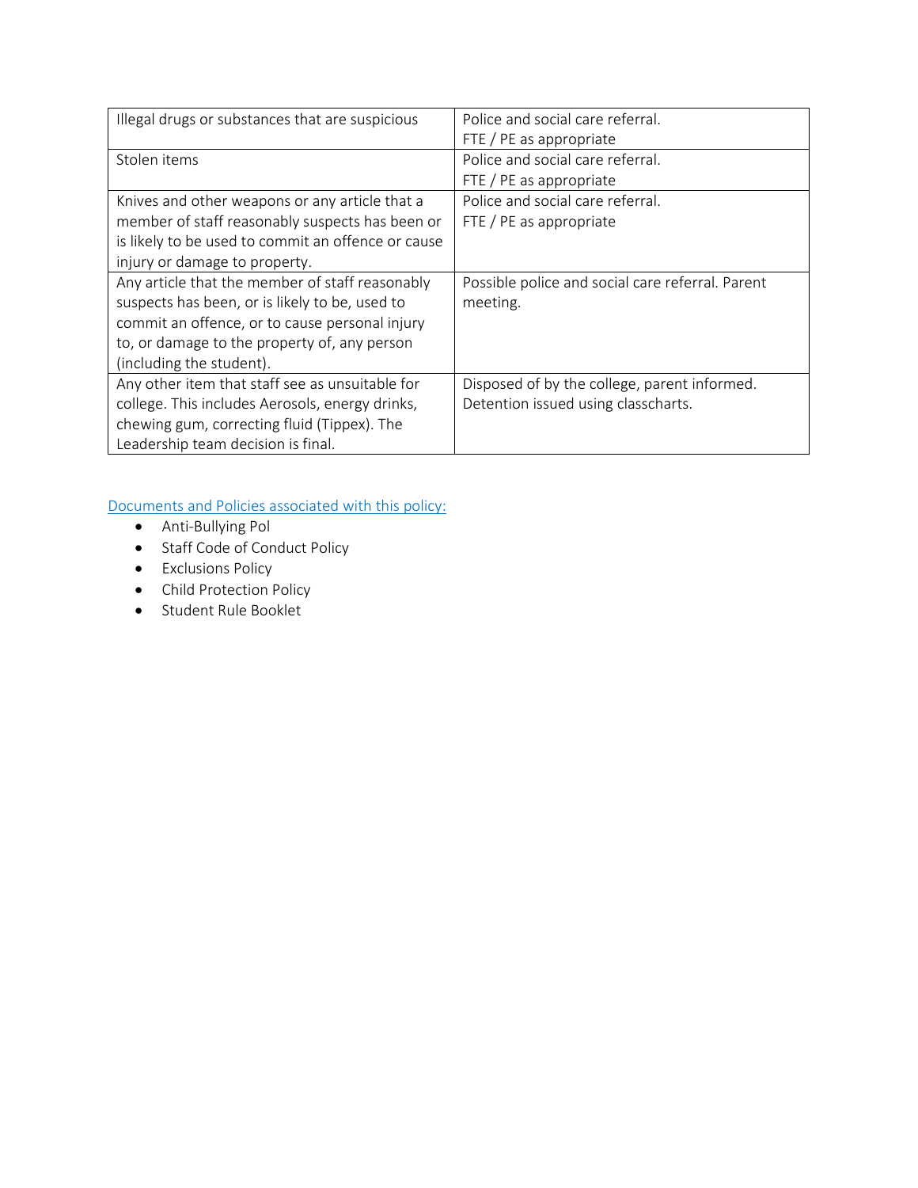| | |
|---|---|
| Illegal drugs or substances that are suspicious | Police and social care referral.<br>FTE / PE as appropriate |
| Stolen items | Police and social care referral.<br>FTE / PE as appropriate |
| Knives and other weapons or any article that a member of staff reasonably suspects has been or is likely to be used to commit an offence or cause injury or damage to property. | Police and social care referral.<br>FTE / PE as appropriate |
| Any article that the member of staff reasonably suspects has been, or is likely to be, used to commit an offence, or to cause personal injury to, or damage to the property of, any person (including the student). | Possible police and social care referral. Parent meeting. |
| Any other item that staff see as unsuitable for college. This includes Aerosols, energy drinks, chewing gum, correcting fluid (Tippex). The Leadership team decision is final. | Disposed of by the college, parent informed. Detention issued using classcharts. |

Documents and Policies associated with this policy:

- Anti-Bullying Pol
- Staff Code of Conduct Policy
- Exclusions Policy
- Child Protection Policy
- Student Rule Booklet